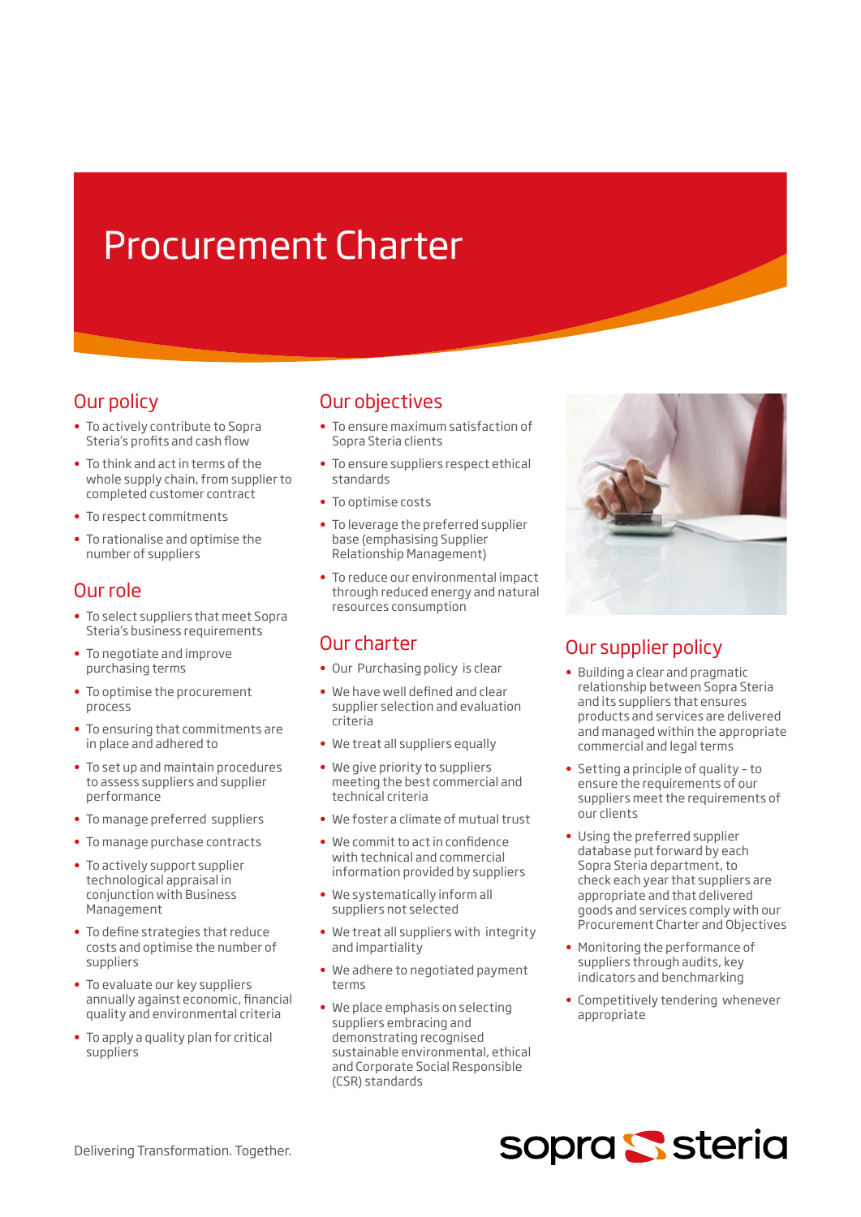# Procurement Charter

## Our policy

- To actively contribute to Sopra Steria's profits and cash flow
- To think and act in terms of the whole supply chain, from supplier to completed customer contract
- To respect commitments
- To rationalise and optimise the number of suppliers

## Our role

- To select suppliers that meet Sopra Steria's business requirements
- To negotiate and improve purchasing terms
- To optimise the procurement process
- To ensuring that commitments are in place and adhered to
- To set up and maintain procedures to assess suppliers and supplier performance
- To manage preferred suppliers
- To manage purchase contracts
- To actively support supplier technological appraisal in conjunction with Business Management
- To define strategies that reduce costs and optimise the number of suppliers
- To evaluate our key suppliers annually against economic, financial quality and environmental criteria
- To apply a quality plan for critical suppliers

## Our objectives

- To ensure maximum satisfaction of Sopra Steria clients
- To ensure suppliers respect ethical standards
- To optimise costs
- To leverage the preferred supplier base (emphasising Supplier Relationship Management)
- To reduce our environmental impact through reduced energy and natural resources consumption

## Our charter

- Our Purchasing policy is clear
- We have well defined and clear supplier selection and evaluation criteria
- We treat all suppliers equally
- We give priority to suppliers meeting the best commercial and technical criteria
- We foster a climate of mutual trust
- We commit to act in confidence with technical and commercial information provided by suppliers
- We systematically inform all suppliers not selected
- We treat all suppliers with integrity and impartiality
- We adhere to negotiated payment terms
- We place emphasis on selecting suppliers embracing and demonstrating recognised sustainable environmental, ethical and Corporate Social Responsible (CSR) standards

## Our supplier policy

- Building a clear and pragmatic relationship between Sopra Steria and its suppliers that ensures products and services are delivered and managed within the appropriate commercial and legal terms
- Setting a principle of quality – to ensure the requirements of our suppliers meet the requirements of our clients
- Using the preferred supplier database put forward by each Sopra Steria department, to check each year that suppliers are appropriate and that delivered goods and services comply with our Procurement Charter and Objectives
- Monitoring the performance of suppliers through audits, key indicators and benchmarking
- Competitively tendering whenever appropriate

Delivering Transformation. Together.

sopra steria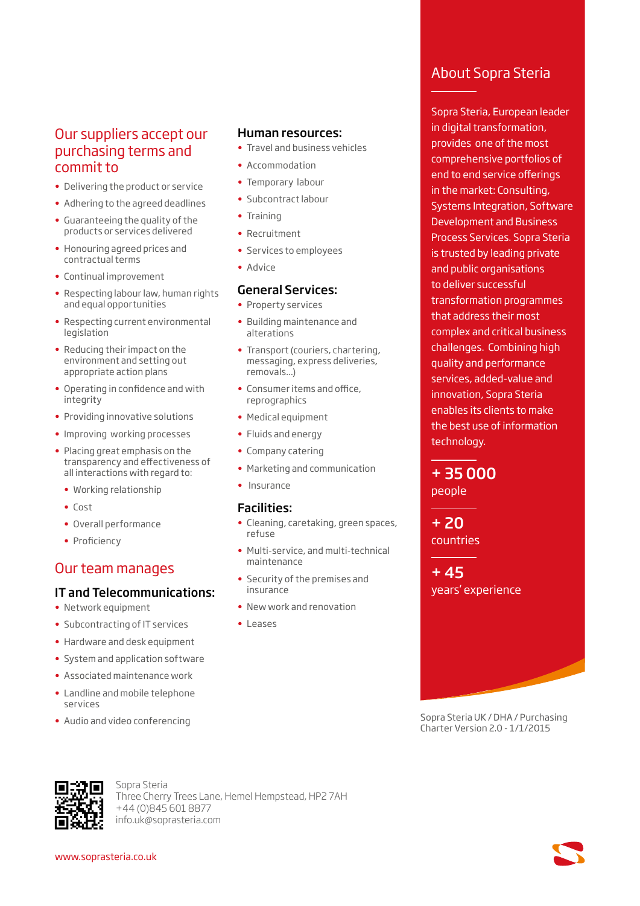## Our suppliers accept our purchasing terms and commit to

- Delivering the product or service
- Adhering to the agreed deadlines
- Guaranteeing the quality of the products or services delivered
- Honouring agreed prices and contractual terms
- Continual improvement
- Respecting labour law, human rights and equal opportunities
- Respecting current environmental legislation
- Reducing their impact on the environment and setting out appropriate action plans
- Operating in confidence and with integrity
- Providing innovative solutions
- Improving working processes
- Placing great emphasis on the transparency and effectiveness of all interactions with regard to:
  - Working relationship
  - Cost
  - Overall performance
  - Proficiency

## Our team manages

### IT and Telecommunications:

- Network equipment
- Subcontracting of IT services
- Hardware and desk equipment
- System and application software
- Associated maintenance work
- Landline and mobile telephone services
- Audio and video conferencing

### Human resources:

- Travel and business vehicles
- Accommodation
- Temporary labour
- Subcontract labour
- Training
- Recruitment
- Services to employees
- Advice

### General Services:

- Property services
- Building maintenance and alterations
- Transport (couriers, chartering, messaging, express deliveries, removals...)
- Consumer items and office, reprographics
- Medical equipment
- Fluids and energy
- Company catering
- Marketing and communication
- Insurance

### Facilities:

- Cleaning, caretaking, green spaces, refuse
- Multi-service, and multi-technical maintenance
- Security of the premises and insurance
- New work and renovation
- Leases

## About Sopra Steria

Sopra Steria, European leader in digital transformation, provides one of the most comprehensive portfolios of end to end service offerings in the market: Consulting, Systems Integration, Software Development and Business Process Services. Sopra Steria is trusted by leading private and public organisations to deliver successful transformation programmes that address their most complex and critical business challenges. Combining high quality and performance services, added-value and innovation, Sopra Steria enables its clients to make the best use of information technology.

**+ 35 000**
people

**+ 20**
countries

**+ 45**
years' experience

Sopra Steria UK / DHA / Purchasing Charter Version 2.0 - 1/1/2015

Sopra Steria
Three Cherry Trees Lane, Hemel Hempstead, HP2 7AH
+44 (0)845 601 8877
info.uk@soprasteria.com

www.soprasteria.co.uk